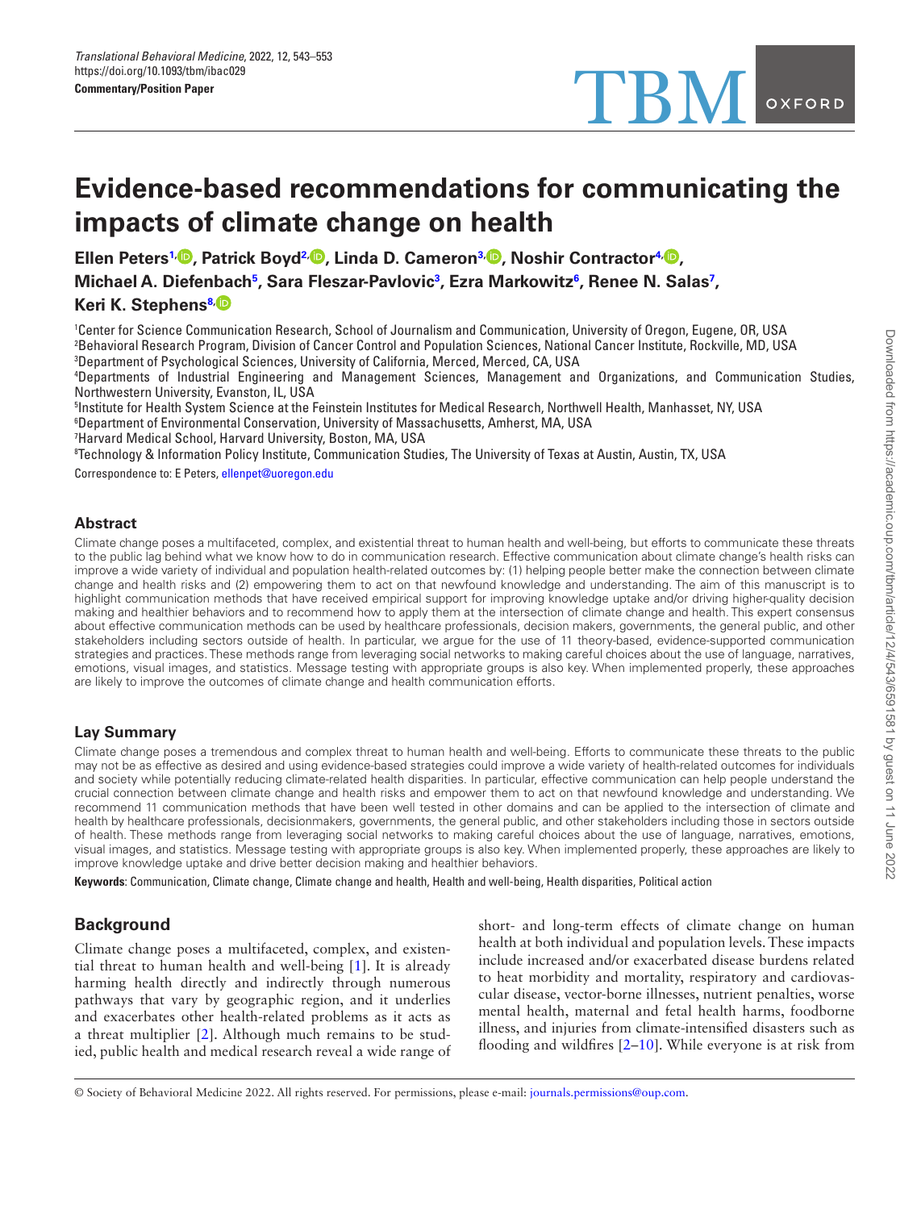*Translational Behavioral Medicine*, 2022, 12, 543–553
https://doi.org/10.1093/tbm/ibac029
**Commentary/Position Paper**

# Evidence-based recommendations for communicating the impacts of climate change on health

**Ellen Peters[1], Patrick Boyd[2], Linda D. Cameron[3], Noshir Contractor[4], Michael A. Diefenbach[5], Sara Fleszar-Pavlovic[3], Ezra Markowitz[6], Renee N. Salas[7], Keri K. Stephens[8]**

[1]Center for Science Communication Research, School of Journalism and Communication, University of Oregon, Eugene, OR, USA
[2]Behavioral Research Program, Division of Cancer Control and Population Sciences, National Cancer Institute, Rockville, MD, USA
[3]Department of Psychological Sciences, University of California, Merced, Merced, CA, USA
[4]Departments of Industrial Engineering and Management Sciences, Management and Organizations, and Communication Studies, Northwestern University, Evanston, IL, USA
[5]Institute for Health System Science at the Feinstein Institutes for Medical Research, Northwell Health, Manhasset, NY, USA
[6]Department of Environmental Conservation, University of Massachusetts, Amherst, MA, USA
[7]Harvard Medical School, Harvard University, Boston, MA, USA
[8]Technology & Information Policy Institute, Communication Studies, The University of Texas at Austin, Austin, TX, USA

Correspondence to: E Peters, ellenpet@uoregon.edu

## Abstract

Climate change poses a multifaceted, complex, and existential threat to human health and well-being, but efforts to communicate these threats to the public lag behind what we know how to do in communication research. Effective communication about climate change's health risks can improve a wide variety of individual and population health-related outcomes by: (1) helping people better make the connection between climate change and health risks and (2) empowering them to act on that newfound knowledge and understanding. The aim of this manuscript is to highlight communication methods that have received empirical support for improving knowledge uptake and/or driving higher-quality decision making and healthier behaviors and to recommend how to apply them at the intersection of climate change and health. This expert consensus about effective communication methods can be used by healthcare professionals, decision makers, governments, the general public, and other stakeholders including sectors outside of health. In particular, we argue for the use of 11 theory-based, evidence-supported communication strategies and practices. These methods range from leveraging social networks to making careful choices about the use of language, narratives, emotions, visual images, and statistics. Message testing with appropriate groups is also key. When implemented properly, these approaches are likely to improve the outcomes of climate change and health communication efforts.

## Lay Summary

Climate change poses a tremendous and complex threat to human health and well-being. Efforts to communicate these threats to the public may not be as effective as desired and using evidence-based strategies could improve a wide variety of health-related outcomes for individuals and society while potentially reducing climate-related health disparities. In particular, effective communication can help people understand the crucial connection between climate change and health risks and empower them to act on that newfound knowledge and understanding. We recommend 11 communication methods that have been well tested in other domains and can be applied to the intersection of climate and health by healthcare professionals, decisionmakers, governments, the general public, and other stakeholders including those in sectors outside of health. These methods range from leveraging social networks to making careful choices about the use of language, narratives, emotions, visual images, and statistics. Message testing with appropriate groups is also key. When implemented properly, these approaches are likely to improve knowledge uptake and drive better decision making and healthier behaviors.

**Keywords**: Communication, Climate change, Climate change and health, Health and well-being, Health disparities, Political action

## Background

Climate change poses a multifaceted, complex, and existential threat to human health and well-being [1]. It is already harming health directly and indirectly through numerous pathways that vary by geographic region, and it underlies and exacerbates other health-related problems as it acts as a threat multiplier [2]. Although much remains to be studied, public health and medical research reveal a wide range of short- and long-term effects of climate change on human health at both individual and population levels. These impacts include increased and/or exacerbated disease burdens related to heat morbidity and mortality, respiratory and cardiovascular disease, vector-borne illnesses, nutrient penalties, worse mental health, maternal and fetal health harms, foodborne illness, and injuries from climate-intensified disasters such as flooding and wildfires [2–10]. While everyone is at risk from

© Society of Behavioral Medicine 2022. All rights reserved. For permissions, please e-mail: journals.permissions@oup.com.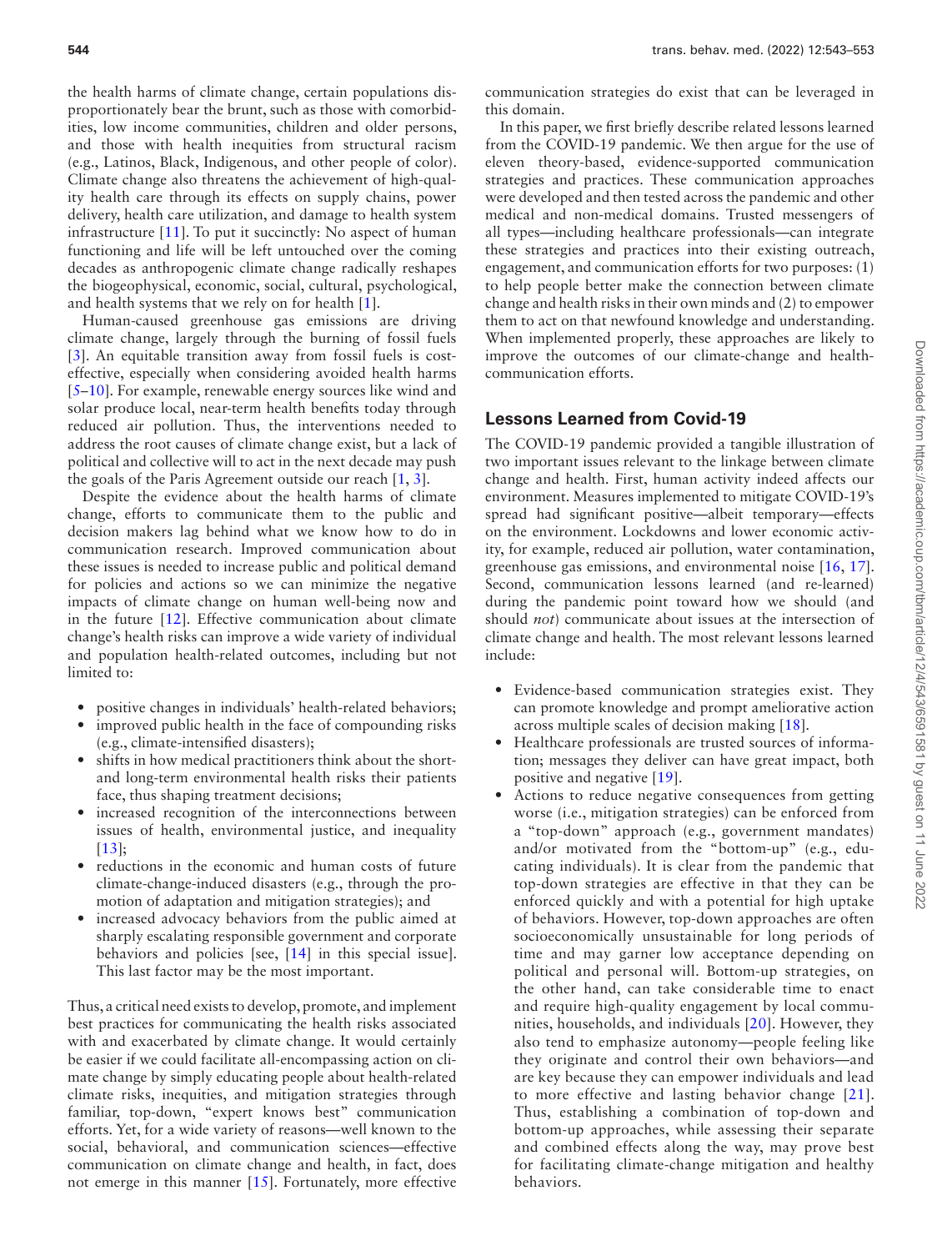the health harms of climate change, certain populations disproportionately bear the brunt, such as those with comorbidities, low income communities, children and older persons, and those with health inequities from structural racism (e.g., Latinos, Black, Indigenous, and other people of color). Climate change also threatens the achievement of high-quality health care through its effects on supply chains, power delivery, health care utilization, and damage to health system infrastructure [11]. To put it succinctly: No aspect of human functioning and life will be left untouched over the coming decades as anthropogenic climate change radically reshapes the biogeophysical, economic, social, cultural, psychological, and health systems that we rely on for health [1].

Human-caused greenhouse gas emissions are driving climate change, largely through the burning of fossil fuels [3]. An equitable transition away from fossil fuels is cost-effective, especially when considering avoided health harms [5–10]. For example, renewable energy sources like wind and solar produce local, near-term health benefits today through reduced air pollution. Thus, the interventions needed to address the root causes of climate change exist, but a lack of political and collective will to act in the next decade may push the goals of the Paris Agreement outside our reach [1, 3].

Despite the evidence about the health harms of climate change, efforts to communicate them to the public and decision makers lag behind what we know how to do in communication research. Improved communication about these issues is needed to increase public and political demand for policies and actions so we can minimize the negative impacts of climate change on human well-being now and in the future [12]. Effective communication about climate change's health risks can improve a wide variety of individual and population health-related outcomes, including but not limited to:

- positive changes in individuals' health-related behaviors;
- improved public health in the face of compounding risks (e.g., climate-intensified disasters);
- shifts in how medical practitioners think about the short- and long-term environmental health risks their patients face, thus shaping treatment decisions;
- increased recognition of the interconnections between issues of health, environmental justice, and inequality [13];
- reductions in the economic and human costs of future climate-change-induced disasters (e.g., through the promotion of adaptation and mitigation strategies); and
- increased advocacy behaviors from the public aimed at sharply escalating responsible government and corporate behaviors and policies [see, [14] in this special issue]. This last factor may be the most important.

Thus, a critical need exists to develop, promote, and implement best practices for communicating the health risks associated with and exacerbated by climate change. It would certainly be easier if we could facilitate all-encompassing action on climate change by simply educating people about health-related climate risks, inequities, and mitigation strategies through familiar, top-down, "expert knows best" communication efforts. Yet, for a wide variety of reasons—well known to the social, behavioral, and communication sciences—effective communication on climate change and health, in fact, does not emerge in this manner [15]. Fortunately, more effective communication strategies do exist that can be leveraged in this domain.

In this paper, we first briefly describe related lessons learned from the COVID-19 pandemic. We then argue for the use of eleven theory-based, evidence-supported communication strategies and practices. These communication approaches were developed and then tested across the pandemic and other medical and non-medical domains. Trusted messengers of all types—including healthcare professionals—can integrate these strategies and practices into their existing outreach, engagement, and communication efforts for two purposes: (1) to help people better make the connection between climate change and health risks in their own minds and (2) to empower them to act on that newfound knowledge and understanding. When implemented properly, these approaches are likely to improve the outcomes of our climate-change and health-communication efforts.

## Lessons Learned from Covid-19

The COVID-19 pandemic provided a tangible illustration of two important issues relevant to the linkage between climate change and health. First, human activity indeed affects our environment. Measures implemented to mitigate COVID-19's spread had significant positive—albeit temporary—effects on the environment. Lockdowns and lower economic activity, for example, reduced air pollution, water contamination, greenhouse gas emissions, and environmental noise [16, 17]. Second, communication lessons learned (and re-learned) during the pandemic point toward how we should (and should *not*) communicate about issues at the intersection of climate change and health. The most relevant lessons learned include:

- Evidence-based communication strategies exist. They can promote knowledge and prompt ameliorative action across multiple scales of decision making [18].
- Healthcare professionals are trusted sources of information; messages they deliver can have great impact, both positive and negative [19].
- Actions to reduce negative consequences from getting worse (i.e., mitigation strategies) can be enforced from a "top-down" approach (e.g., government mandates) and/or motivated from the "bottom-up" (e.g., educating individuals). It is clear from the pandemic that top-down strategies are effective in that they can be enforced quickly and with a potential for high uptake of behaviors. However, top-down approaches are often socioeconomically unsustainable for long periods of time and may garner low acceptance depending on political and personal will. Bottom-up strategies, on the other hand, can take considerable time to enact and require high-quality engagement by local communities, households, and individuals [20]. However, they also tend to emphasize autonomy—people feeling like they originate and control their own behaviors—and are key because they can empower individuals and lead to more effective and lasting behavior change [21]. Thus, establishing a combination of top-down and bottom-up approaches, while assessing their separate and combined effects along the way, may prove best for facilitating climate-change mitigation and healthy behaviors.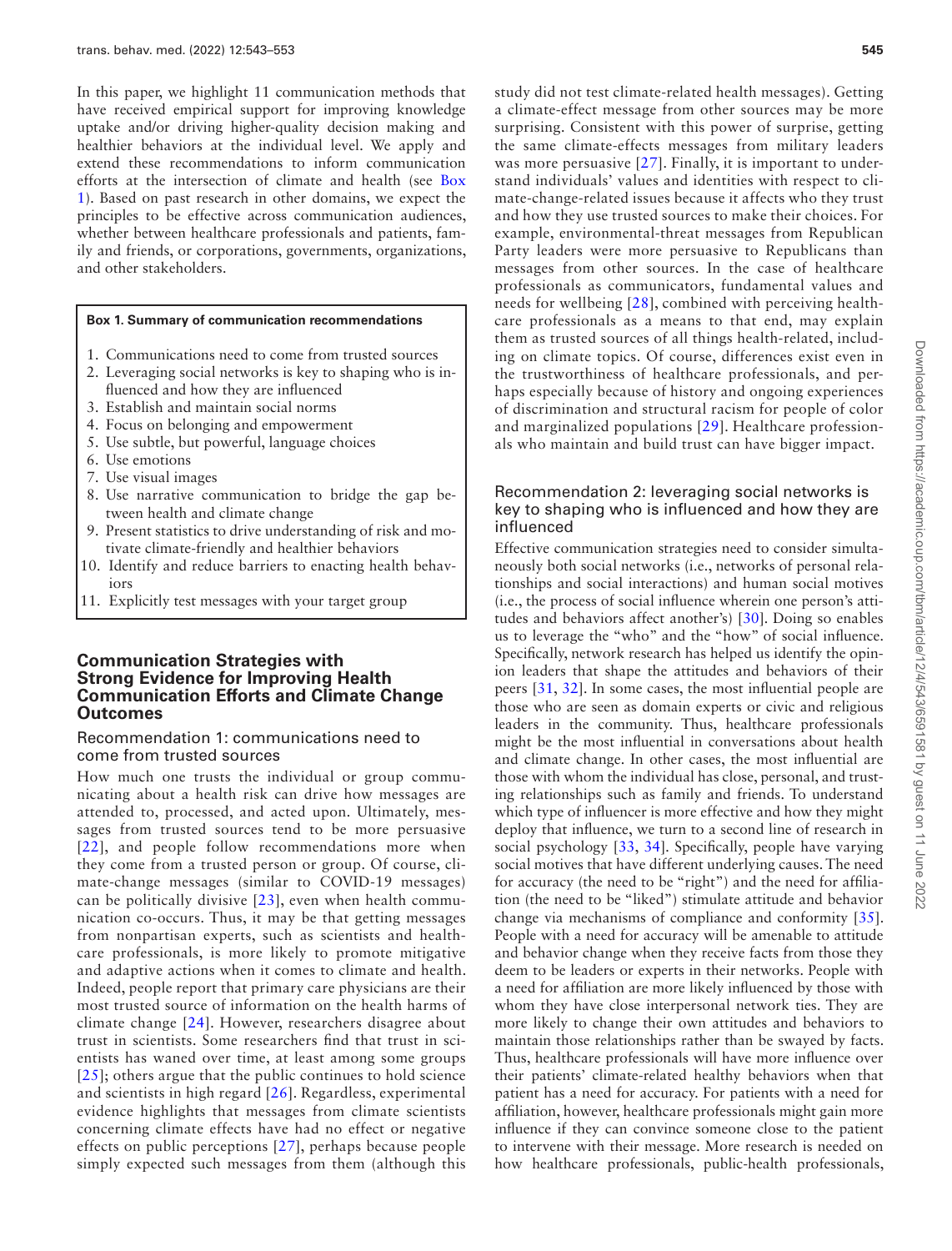In this paper, we highlight 11 communication methods that have received empirical support for improving knowledge uptake and/or driving higher-quality decision making and healthier behaviors at the individual level. We apply and extend these recommendations to inform communication efforts at the intersection of climate and health (see Box 1). Based on past research in other domains, we expect the principles to be effective across communication audiences, whether between healthcare professionals and patients, family and friends, or corporations, governments, organizations, and other stakeholders.

> **Box 1. Summary of communication recommendations**
>
> 1. Communications need to come from trusted sources
> 2. Leveraging social networks is key to shaping who is influenced and how they are influenced
> 3. Establish and maintain social norms
> 4. Focus on belonging and empowerment
> 5. Use subtle, but powerful, language choices
> 6. Use emotions
> 7. Use visual images
> 8. Use narrative communication to bridge the gap between health and climate change
> 9. Present statistics to drive understanding of risk and motivate climate-friendly and healthier behaviors
> 10. Identify and reduce barriers to enacting health behaviors
> 11. Explicitly test messages with your target group

## Communication Strategies with Strong Evidence for Improving Health Communication Efforts and Climate Change Outcomes

### Recommendation 1: communications need to come from trusted sources

How much one trusts the individual or group communicating about a health risk can drive how messages are attended to, processed, and acted upon. Ultimately, messages from trusted sources tend to be more persuasive [22], and people follow recommendations more when they come from a trusted person or group. Of course, climate-change messages (similar to COVID-19 messages) can be politically divisive [23], even when health communication co-occurs. Thus, it may be that getting messages from nonpartisan experts, such as scientists and healthcare professionals, is more likely to promote mitigative and adaptive actions when it comes to climate and health. Indeed, people report that primary care physicians are their most trusted source of information on the health harms of climate change [24]. However, researchers disagree about trust in scientists. Some researchers find that trust in scientists has waned over time, at least among some groups [25]; others argue that the public continues to hold science and scientists in high regard [26]. Regardless, experimental evidence highlights that messages from climate scientists concerning climate effects have had no effect or negative effects on public perceptions [27], perhaps because people simply expected such messages from them (although this study did not test climate-related health messages). Getting a climate-effect message from other sources may be more surprising. Consistent with this power of surprise, getting the same climate-effects messages from military leaders was more persuasive [27]. Finally, it is important to understand individuals' values and identities with respect to climate-change-related issues because it affects who they trust and how they use trusted sources to make their choices. For example, environmental-threat messages from Republican Party leaders were more persuasive to Republicans than messages from other sources. In the case of healthcare professionals as communicators, fundamental values and needs for wellbeing [28], combined with perceiving healthcare professionals as a means to that end, may explain them as trusted sources of all things health-related, including on climate topics. Of course, differences exist even in the trustworthiness of healthcare professionals, and perhaps especially because of history and ongoing experiences of discrimination and structural racism for people of color and marginalized populations [29]. Healthcare professionals who maintain and build trust can have bigger impact.

### Recommendation 2: leveraging social networks is key to shaping who is influenced and how they are influenced

Effective communication strategies need to consider simultaneously both social networks (i.e., networks of personal relationships and social interactions) and human social motives (i.e., the process of social influence wherein one person's attitudes and behaviors affect another's) [30]. Doing so enables us to leverage the "who" and the "how" of social influence. Specifically, network research has helped us identify the opinion leaders that shape the attitudes and behaviors of their peers [31, 32]. In some cases, the most influential people are those who are seen as domain experts or civic and religious leaders in the community. Thus, healthcare professionals might be the most influential in conversations about health and climate change. In other cases, the most influential are those with whom the individual has close, personal, and trusting relationships such as family and friends. To understand which type of influencer is more effective and how they might deploy that influence, we turn to a second line of research in social psychology [33, 34]. Specifically, people have varying social motives that have different underlying causes. The need for accuracy (the need to be "right") and the need for affiliation (the need to be "liked") stimulate attitude and behavior change via mechanisms of compliance and conformity [35]. People with a need for accuracy will be amenable to attitude and behavior change when they receive facts from those they deem to be leaders or experts in their networks. People with a need for affiliation are more likely influenced by those with whom they have close interpersonal network ties. They are more likely to change their own attitudes and behaviors to maintain those relationships rather than be swayed by facts. Thus, healthcare professionals will have more influence over their patients' climate-related healthy behaviors when that patient has a need for accuracy. For patients with a need for affiliation, however, healthcare professionals might gain more influence if they can convince someone close to the patient to intervene with their message. More research is needed on how healthcare professionals, public-health professionals,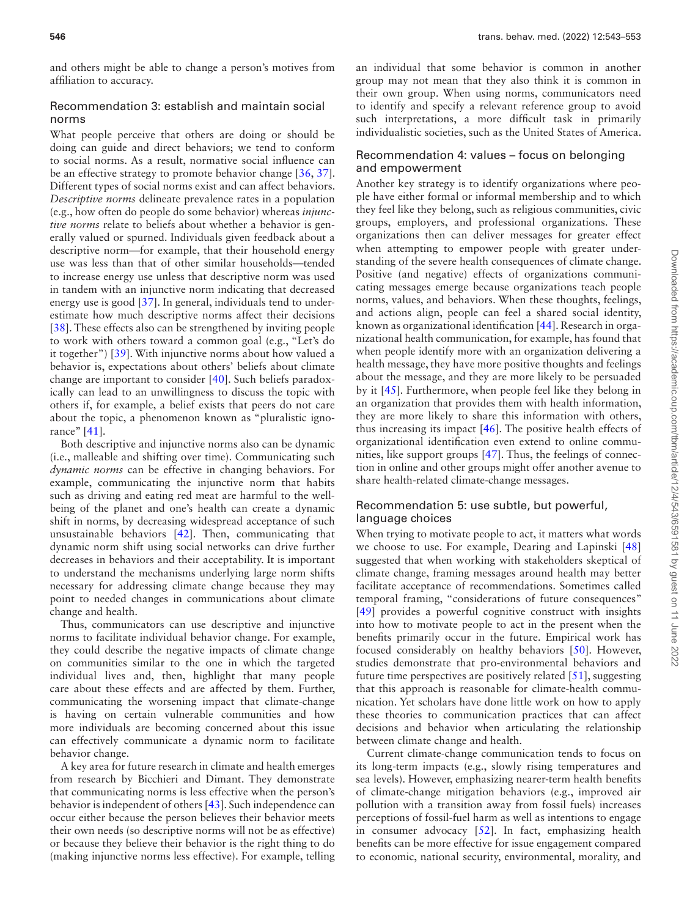and others might be able to change a person's motives from affiliation to accuracy.

## Recommendation 3: establish and maintain social norms

What people perceive that others are doing or should be doing can guide and direct behaviors; we tend to conform to social norms. As a result, normative social influence can be an effective strategy to promote behavior change [36, 37]. Different types of social norms exist and can affect behaviors. *Descriptive norms* delineate prevalence rates in a population (e.g., how often do people do some behavior) whereas *injunctive norms* relate to beliefs about whether a behavior is generally valued or spurned. Individuals given feedback about a descriptive norm—for example, that their household energy use was less than that of other similar households—tended to increase energy use unless that descriptive norm was used in tandem with an injunctive norm indicating that decreased energy use is good [37]. In general, individuals tend to underestimate how much descriptive norms affect their decisions [38]. These effects also can be strengthened by inviting people to work with others toward a common goal (e.g., "Let's do it together") [39]. With injunctive norms about how valued a behavior is, expectations about others' beliefs about climate change are important to consider [40]. Such beliefs paradoxically can lead to an unwillingness to discuss the topic with others if, for example, a belief exists that peers do not care about the topic, a phenomenon known as "pluralistic ignorance" [41].

Both descriptive and injunctive norms also can be dynamic (i.e., malleable and shifting over time). Communicating such *dynamic norms* can be effective in changing behaviors. For example, communicating the injunctive norm that habits such as driving and eating red meat are harmful to the well-being of the planet and one's health can create a dynamic shift in norms, by decreasing widespread acceptance of such unsustainable behaviors [42]. Then, communicating that dynamic norm shift using social networks can drive further decreases in behaviors and their acceptability. It is important to understand the mechanisms underlying large norm shifts necessary for addressing climate change because they may point to needed changes in communications about climate change and health.

Thus, communicators can use descriptive and injunctive norms to facilitate individual behavior change. For example, they could describe the negative impacts of climate change on communities similar to the one in which the targeted individual lives and, then, highlight that many people care about these effects and are affected by them. Further, communicating the worsening impact that climate-change is having on certain vulnerable communities and how more individuals are becoming concerned about this issue can effectively communicate a dynamic norm to facilitate behavior change.

A key area for future research in climate and health emerges from research by Bicchieri and Dimant. They demonstrate that communicating norms is less effective when the person's behavior is independent of others [43]. Such independence can occur either because the person believes their behavior meets their own needs (so descriptive norms will not be as effective) or because they believe their behavior is the right thing to do (making injunctive norms less effective). For example, telling an individual that some behavior is common in another group may not mean that they also think it is common in their own group. When using norms, communicators need to identify and specify a relevant reference group to avoid such interpretations, a more difficult task in primarily individualistic societies, such as the United States of America.

## Recommendation 4: values – focus on belonging and empowerment

Another key strategy is to identify organizations where people have either formal or informal membership and to which they feel like they belong, such as religious communities, civic groups, employers, and professional organizations. These organizations then can deliver messages for greater effect when attempting to empower people with greater understanding of the severe health consequences of climate change. Positive (and negative) effects of organizations communicating messages emerge because organizations teach people norms, values, and behaviors. When these thoughts, feelings, and actions align, people can feel a shared social identity, known as organizational identification [44]. Research in organizational health communication, for example, has found that when people identify more with an organization delivering a health message, they have more positive thoughts and feelings about the message, and they are more likely to be persuaded by it [45]. Furthermore, when people feel like they belong in an organization that provides them with health information, they are more likely to share this information with others, thus increasing its impact [46]. The positive health effects of organizational identification even extend to online communities, like support groups [47]. Thus, the feelings of connection in online and other groups might offer another avenue to share health-related climate-change messages.

## Recommendation 5: use subtle, but powerful, language choices

When trying to motivate people to act, it matters what words we choose to use. For example, Dearing and Lapinski [48] suggested that when working with stakeholders skeptical of climate change, framing messages around health may better facilitate acceptance of recommendations. Sometimes called temporal framing, "considerations of future consequences" [49] provides a powerful cognitive construct with insights into how to motivate people to act in the present when the benefits primarily occur in the future. Empirical work has focused considerably on healthy behaviors [50]. However, studies demonstrate that pro-environmental behaviors and future time perspectives are positively related [51], suggesting that this approach is reasonable for climate-health communication. Yet scholars have done little work on how to apply these theories to communication practices that can affect decisions and behavior when articulating the relationship between climate change and health.

Current climate-change communication tends to focus on its long-term impacts (e.g., slowly rising temperatures and sea levels). However, emphasizing nearer-term health benefits of climate-change mitigation behaviors (e.g., improved air pollution with a transition away from fossil fuels) increases perceptions of fossil-fuel harm as well as intentions to engage in consumer advocacy [52]. In fact, emphasizing health benefits can be more effective for issue engagement compared to economic, national security, environmental, morality, and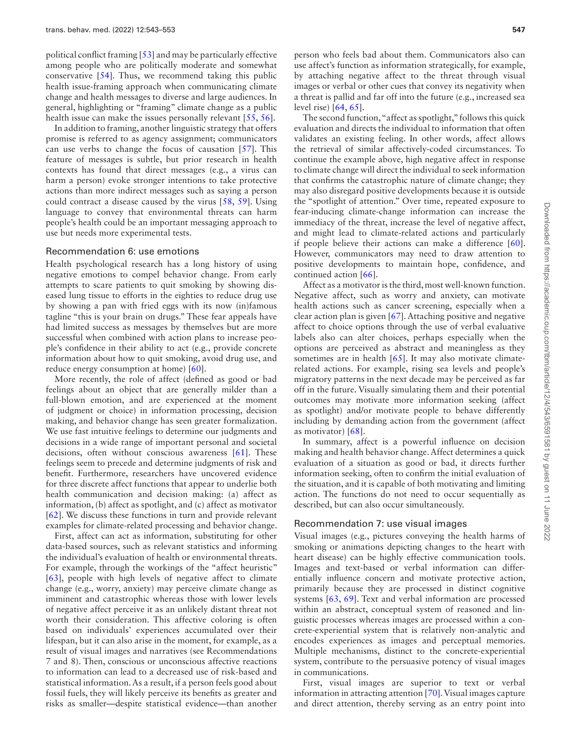political conflict framing [53] and may be particularly effective among people who are politically moderate and somewhat conservative [54]. Thus, we recommend taking this public health issue-framing approach when communicating climate change and health messages to diverse and large audiences. In general, highlighting or "framing" climate change as a public health issue can make the issues personally relevant [55, 56].

In addition to framing, another linguistic strategy that offers promise is referred to as agency assignment; communicators can use verbs to change the focus of causation [57]. This feature of messages is subtle, but prior research in health contexts has found that direct messages (e.g., a virus can harm a person) evoke stronger intentions to take protective actions than more indirect messages such as saying a person could contract a disease caused by the virus [58, 59]. Using language to convey that environmental threats can harm people's health could be an important messaging approach to use but needs more experimental tests.

## Recommendation 6: use emotions

Health psychological research has a long history of using negative emotions to compel behavior change. From early attempts to scare patients to quit smoking by showing diseased lung tissue to efforts in the eighties to reduce drug use by showing a pan with fried eggs with its now (in)famous tagline "this is your brain on drugs." These fear appeals have had limited success as messages by themselves but are more successful when combined with action plans to increase people's confidence in their ability to act (e.g., provide concrete information about how to quit smoking, avoid drug use, and reduce energy consumption at home) [60].

More recently, the role of affect (defined as good or bad feelings about an object that are generally milder than a full-blown emotion, and are experienced at the moment of judgment or choice) in information processing, decision making, and behavior change has seen greater formalization. We use fast intuitive feelings to determine our judgments and decisions in a wide range of important personal and societal decisions, often without conscious awareness [61]. These feelings seem to precede and determine judgments of risk and benefit. Furthermore, researchers have uncovered evidence for three discrete affect functions that appear to underlie both health communication and decision making: (a) affect as information, (b) affect as spotlight, and (c) affect as motivator [62]. We discuss these functions in turn and provide relevant examples for climate-related processing and behavior change.

First, affect can act as information, substituting for other data-based sources, such as relevant statistics and informing the individual's evaluation of health or environmental threats. For example, through the workings of the "affect heuristic" [63], people with high levels of negative affect to climate change (e.g., worry, anxiety) may perceive climate change as imminent and catastrophic whereas those with lower levels of negative affect perceive it as an unlikely distant threat not worth their consideration. This affective coloring is often based on individuals' experiences accumulated over their lifespan, but it can also arise in the moment, for example, as a result of visual images and narratives (see Recommendations 7 and 8). Then, conscious or unconscious affective reactions to information can lead to a decreased use of risk-based and statistical information. As a result, if a person feels good about fossil fuels, they will likely perceive its benefits as greater and risks as smaller—despite statistical evidence—than another person who feels bad about them. Communicators also can use affect's function as information strategically, for example, by attaching negative affect to the threat through visual images or verbal or other cues that convey its negativity when a threat is pallid and far off into the future (e.g., increased sea level rise) [64, 65].

The second function, "affect as spotlight," follows this quick evaluation and directs the individual to information that often validates an existing feeling. In other words, affect allows the retrieval of similar affectively-coded circumstances. To continue the example above, high negative affect in response to climate change will direct the individual to seek information that confirms the catastrophic nature of climate change; they may also disregard positive developments because it is outside the "spotlight of attention." Over time, repeated exposure to fear-inducing climate-change information can increase the immediacy of the threat, increase the level of negative affect, and might lead to climate-related actions and particularly if people believe their actions can make a difference [60]. However, communicators may need to draw attention to positive developments to maintain hope, confidence, and continued action [66].

Affect as a motivator is the third, most well-known function. Negative affect, such as worry and anxiety, can motivate health actions such as cancer screening, especially when a clear action plan is given [67]. Attaching positive and negative affect to choice options through the use of verbal evaluative labels also can alter choices, perhaps especially when the options are perceived as abstract and meaningless as they sometimes are in health [65]. It may also motivate climate-related actions. For example, rising sea levels and people's migratory patterns in the next decade may be perceived as far off in the future. Visually simulating them and their potential outcomes may motivate more information seeking (affect as spotlight) and/or motivate people to behave differently including by demanding action from the government (affect as motivator) [68].

In summary, affect is a powerful influence on decision making and health behavior change. Affect determines a quick evaluation of a situation as good or bad, it directs further information seeking, often to confirm the initial evaluation of the situation, and it is capable of both motivating and limiting action. The functions do not need to occur sequentially as described, but can also occur simultaneously.

## Recommendation 7: use visual images

Visual images (e.g., pictures conveying the health harms of smoking or animations depicting changes to the heart with heart disease) can be highly effective communication tools. Images and text-based or verbal information can differentially influence concern and motivate protective action, primarily because they are processed in distinct cognitive systems [63, 69]. Text and verbal information are processed within an abstract, conceptual system of reasoned and linguistic processes whereas images are processed within a concrete-experiential system that is relatively non-analytic and encodes experiences as images and perceptual memories. Multiple mechanisms, distinct to the concrete-experiential system, contribute to the persuasive potency of visual images in communications.

First, visual images are superior to text or verbal information in attracting attention [70]. Visual images capture and direct attention, thereby serving as an entry point into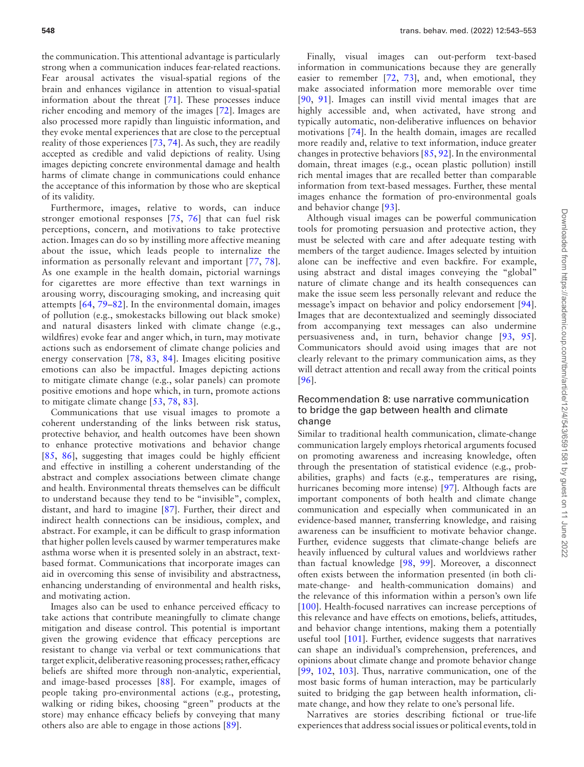the communication. This attentional advantage is particularly strong when a communication induces fear-related reactions. Fear arousal activates the visual-spatial regions of the brain and enhances vigilance in attention to visual-spatial information about the threat [71]. These processes induce richer encoding and memory of the images [72]. Images are also processed more rapidly than linguistic information, and they evoke mental experiences that are close to the perceptual reality of those experiences [73, 74]. As such, they are readily accepted as credible and valid depictions of reality. Using images depicting concrete environmental damage and health harms of climate change in communications could enhance the acceptance of this information by those who are skeptical of its validity.

Furthermore, images, relative to words, can induce stronger emotional responses [75, 76] that can fuel risk perceptions, concern, and motivations to take protective action. Images can do so by instilling more affective meaning about the issue, which leads people to internalize the information as personally relevant and important [77, 78]. As one example in the health domain, pictorial warnings for cigarettes are more effective than text warnings in arousing worry, discouraging smoking, and increasing quit attempts [64, 79–82]. In the environmental domain, images of pollution (e.g., smokestacks billowing out black smoke) and natural disasters linked with climate change (e.g., wildfires) evoke fear and anger which, in turn, may motivate actions such as endorsement of climate change policies and energy conservation [78, 83, 84]. Images eliciting positive emotions can also be impactful. Images depicting actions to mitigate climate change (e.g., solar panels) can promote positive emotions and hope which, in turn, promote actions to mitigate climate change [53, 78, 83].

Communications that use visual images to promote a coherent understanding of the links between risk status, protective behavior, and health outcomes have been shown to enhance protective motivations and behavior change [85, 86], suggesting that images could be highly efficient and effective in instilling a coherent understanding of the abstract and complex associations between climate change and health. Environmental threats themselves can be difficult to understand because they tend to be "invisible", complex, distant, and hard to imagine [87]. Further, their direct and indirect health connections can be insidious, complex, and abstract. For example, it can be difficult to grasp information that higher pollen levels caused by warmer temperatures make asthma worse when it is presented solely in an abstract, text-based format. Communications that incorporate images can aid in overcoming this sense of invisibility and abstractness, enhancing understanding of environmental and health risks, and motivating action.

Images also can be used to enhance perceived efficacy to take actions that contribute meaningfully to climate change mitigation and disease control. This potential is important given the growing evidence that efficacy perceptions are resistant to change via verbal or text communications that target explicit, deliberative reasoning processes; rather, efficacy beliefs are shifted more through non-analytic, experiential, and image-based processes [88]. For example, images of people taking pro-environmental actions (e.g., protesting, walking or riding bikes, choosing "green" products at the store) may enhance efficacy beliefs by conveying that many others also are able to engage in those actions [89].

Finally, visual images can out-perform text-based information in communications because they are generally easier to remember [72, 73], and, when emotional, they make associated information more memorable over time [90, 91]. Images can instill vivid mental images that are highly accessible and, when activated, have strong and typically automatic, non-deliberative influences on behavior motivations [74]. In the health domain, images are recalled more readily and, relative to text information, induce greater changes in protective behaviors [85, 92]. In the environmental domain, threat images (e.g., ocean plastic pollution) instill rich mental images that are recalled better than comparable information from text-based messages. Further, these mental images enhance the formation of pro-environmental goals and behavior change [93].

Although visual images can be powerful communication tools for promoting persuasion and protective action, they must be selected with care and after adequate testing with members of the target audience. Images selected by intuition alone can be ineffective and even backfire. For example, using abstract and distal images conveying the "global" nature of climate change and its health consequences can make the issue seem less personally relevant and reduce the message's impact on behavior and policy endorsement [94]. Images that are decontextualized and seemingly dissociated from accompanying text messages can also undermine persuasiveness and, in turn, behavior change [93, 95]. Communicators should avoid using images that are not clearly relevant to the primary communication aims, as they will detract attention and recall away from the critical points [96].

## Recommendation 8: use narrative communication to bridge the gap between health and climate change

Similar to traditional health communication, climate-change communication largely employs rhetorical arguments focused on promoting awareness and increasing knowledge, often through the presentation of statistical evidence (e.g., probabilities, graphs) and facts (e.g., temperatures are rising, hurricanes becoming more intense) [97]. Although facts are important components of both health and climate change communication and especially when communicated in an evidence-based manner, transferring knowledge, and raising awareness can be insufficient to motivate behavior change. Further, evidence suggests that climate-change beliefs are heavily influenced by cultural values and worldviews rather than factual knowledge [98, 99]. Moreover, a disconnect often exists between the information presented (in both climate-change- and health-communication domains) and the relevance of this information within a person's own life [100]. Health-focused narratives can increase perceptions of this relevance and have effects on emotions, beliefs, attitudes, and behavior change intentions, making them a potentially useful tool [101]. Further, evidence suggests that narratives can shape an individual's comprehension, preferences, and opinions about climate change and promote behavior change [99, 102, 103]. Thus, narrative communication, one of the most basic forms of human interaction, may be particularly suited to bridging the gap between health information, climate change, and how they relate to one's personal life.

Narratives are stories describing fictional or true-life experiences that address social issues or political events, told in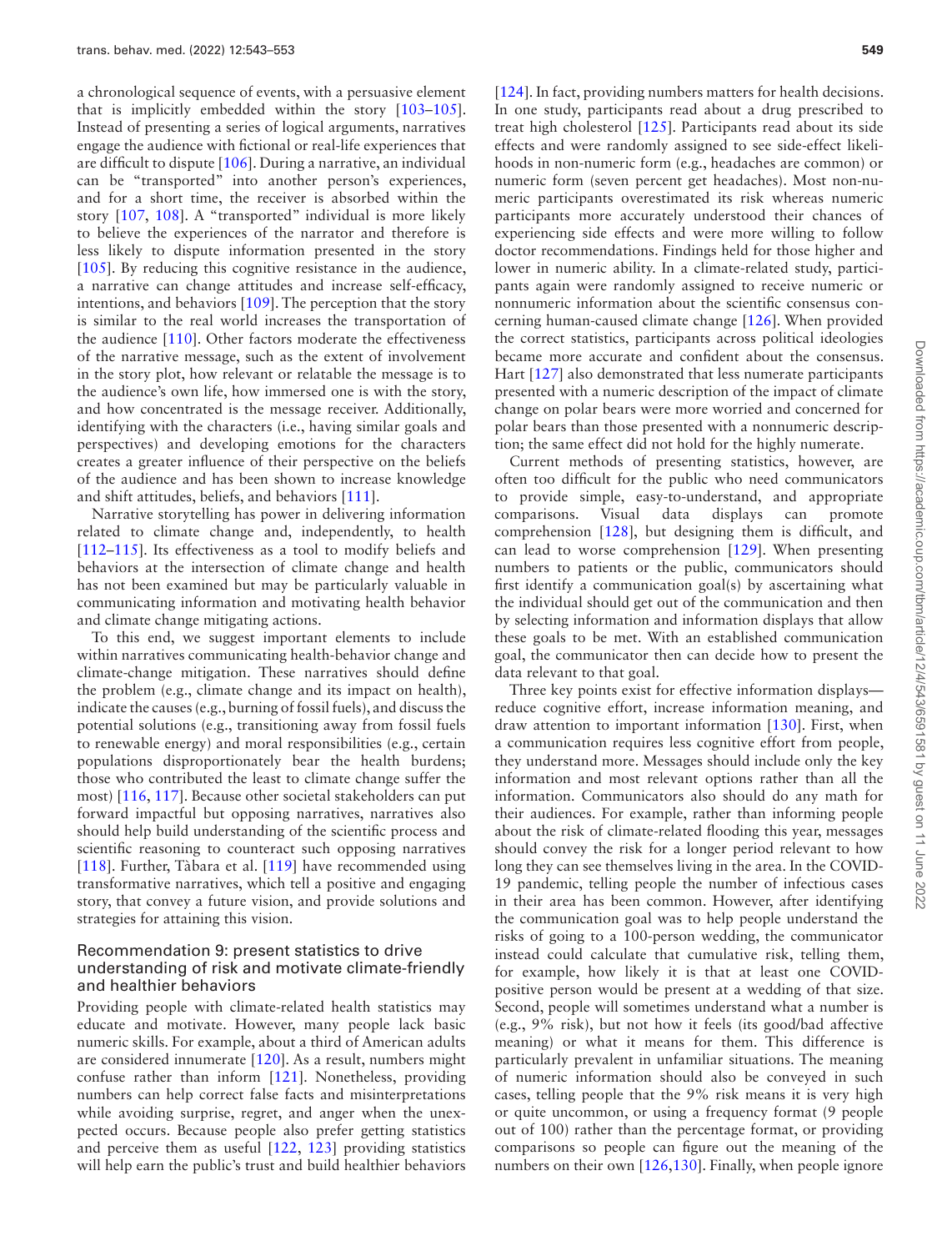a chronological sequence of events, with a persuasive element that is implicitly embedded within the story [103–105]. Instead of presenting a series of logical arguments, narratives engage the audience with fictional or real-life experiences that are difficult to dispute [106]. During a narrative, an individual can be "transported" into another person's experiences, and for a short time, the receiver is absorbed within the story [107, 108]. A "transported" individual is more likely to believe the experiences of the narrator and therefore is less likely to dispute information presented in the story [105]. By reducing this cognitive resistance in the audience, a narrative can change attitudes and increase self-efficacy, intentions, and behaviors [109]. The perception that the story is similar to the real world increases the transportation of the audience [110]. Other factors moderate the effectiveness of the narrative message, such as the extent of involvement in the story plot, how relevant or relatable the message is to the audience's own life, how immersed one is with the story, and how concentrated is the message receiver. Additionally, identifying with the characters (i.e., having similar goals and perspectives) and developing emotions for the characters creates a greater influence of their perspective on the beliefs of the audience and has been shown to increase knowledge and shift attitudes, beliefs, and behaviors [111].

Narrative storytelling has power in delivering information related to climate change and, independently, to health [112–115]. Its effectiveness as a tool to modify beliefs and behaviors at the intersection of climate change and health has not been examined but may be particularly valuable in communicating information and motivating health behavior and climate change mitigating actions.

To this end, we suggest important elements to include within narratives communicating health-behavior change and climate-change mitigation. These narratives should define the problem (e.g., climate change and its impact on health), indicate the causes (e.g., burning of fossil fuels), and discuss the potential solutions (e.g., transitioning away from fossil fuels to renewable energy) and moral responsibilities (e.g., certain populations disproportionately bear the health burdens; those who contributed the least to climate change suffer the most) [116, 117]. Because other societal stakeholders can put forward impactful but opposing narratives, narratives also should help build understanding of the scientific process and scientific reasoning to counteract such opposing narratives [118]. Further, Tàbara et al. [119] have recommended using transformative narratives, which tell a positive and engaging story, that convey a future vision, and provide solutions and strategies for attaining this vision.

## Recommendation 9: present statistics to drive understanding of risk and motivate climate-friendly and healthier behaviors

Providing people with climate-related health statistics may educate and motivate. However, many people lack basic numeric skills. For example, about a third of American adults are considered innumerate [120]. As a result, numbers might confuse rather than inform [121]. Nonetheless, providing numbers can help correct false facts and misinterpretations while avoiding surprise, regret, and anger when the unexpected occurs. Because people also prefer getting statistics and perceive them as useful [122, 123] providing statistics will help earn the public's trust and build healthier behaviors [124]. In fact, providing numbers matters for health decisions. In one study, participants read about a drug prescribed to treat high cholesterol [125]. Participants read about its side effects and were randomly assigned to see side-effect likelihoods in non-numeric form (e.g., headaches are common) or numeric form (seven percent get headaches). Most non-numeric participants overestimated its risk whereas numeric participants more accurately understood their chances of experiencing side effects and were more willing to follow doctor recommendations. Findings held for those higher and lower in numeric ability. In a climate-related study, participants again were randomly assigned to receive numeric or nonnumeric information about the scientific consensus concerning human-caused climate change [126]. When provided the correct statistics, participants across political ideologies became more accurate and confident about the consensus. Hart [127] also demonstrated that less numerate participants presented with a numeric description of the impact of climate change on polar bears were more worried and concerned for polar bears than those presented with a nonnumeric description; the same effect did not hold for the highly numerate.

Current methods of presenting statistics, however, are often too difficult for the public who need communicators to provide simple, easy-to-understand, and appropriate comparisons. Visual data displays can promote comprehension [128], but designing them is difficult, and can lead to worse comprehension [129]. When presenting numbers to patients or the public, communicators should first identify a communication goal(s) by ascertaining what the individual should get out of the communication and then by selecting information and information displays that allow these goals to be met. With an established communication goal, the communicator then can decide how to present the data relevant to that goal.

Three key points exist for effective information displays—reduce cognitive effort, increase information meaning, and draw attention to important information [130]. First, when a communication requires less cognitive effort from people, they understand more. Messages should include only the key information and most relevant options rather than all the information. Communicators also should do any math for their audiences. For example, rather than informing people about the risk of climate-related flooding this year, messages should convey the risk for a longer period relevant to how long they can see themselves living in the area. In the COVID-19 pandemic, telling people the number of infectious cases in their area has been common. However, after identifying the communication goal was to help people understand the risks of going to a 100-person wedding, the communicator instead could calculate that cumulative risk, telling them, for example, how likely it is that at least one COVID-positive person would be present at a wedding of that size. Second, people will sometimes understand what a number is (e.g., 9% risk), but not how it feels (its good/bad affective meaning) or what it means for them. This difference is particularly prevalent in unfamiliar situations. The meaning of numeric information should also be conveyed in such cases, telling people that the 9% risk means it is very high or quite uncommon, or using a frequency format (9 people out of 100) rather than the percentage format, or providing comparisons so people can figure out the meaning of the numbers on their own [126,130]. Finally, when people ignore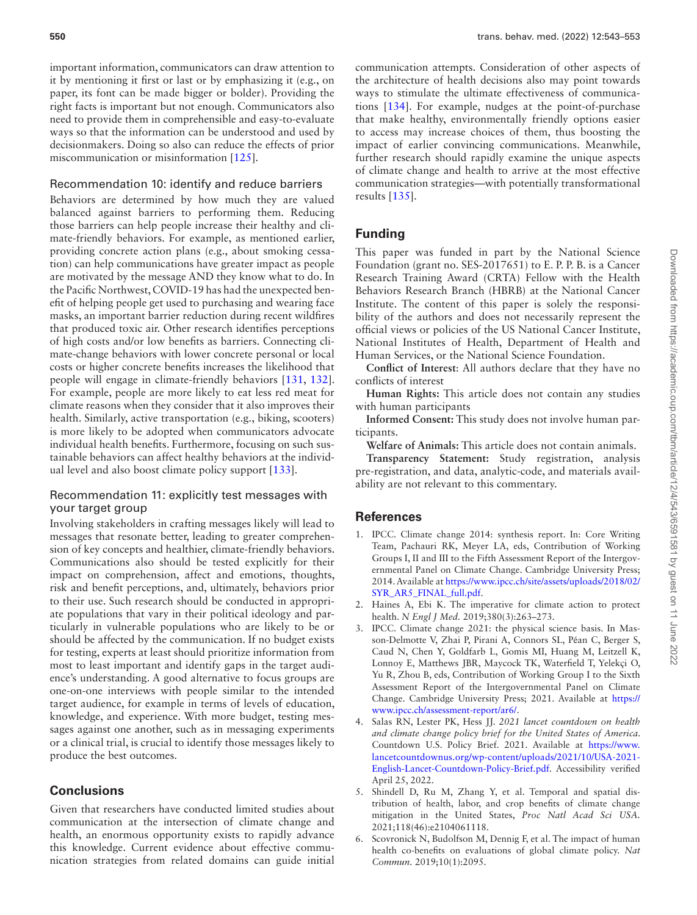important information, communicators can draw attention to it by mentioning it first or last or by emphasizing it (e.g., on paper, its font can be made bigger or bolder). Providing the right facts is important but not enough. Communicators also need to provide them in comprehensible and easy-to-evaluate ways so that the information can be understood and used by decisionmakers. Doing so also can reduce the effects of prior miscommunication or misinformation [125].

### Recommendation 10: identify and reduce barriers

Behaviors are determined by how much they are valued balanced against barriers to performing them. Reducing those barriers can help people increase their healthy and climate-friendly behaviors. For example, as mentioned earlier, providing concrete action plans (e.g., about smoking cessation) can help communications have greater impact as people are motivated by the message AND they know what to do. In the Pacific Northwest, COVID-19 has had the unexpected benefit of helping people get used to purchasing and wearing face masks, an important barrier reduction during recent wildfires that produced toxic air. Other research identifies perceptions of high costs and/or low benefits as barriers. Connecting climate-change behaviors with lower concrete personal or local costs or higher concrete benefits increases the likelihood that people will engage in climate-friendly behaviors [131, 132]. For example, people are more likely to eat less red meat for climate reasons when they consider that it also improves their health. Similarly, active transportation (e.g., biking, scooters) is more likely to be adopted when communicators advocate individual health benefits. Furthermore, focusing on such sustainable behaviors can affect healthy behaviors at the individual level and also boost climate policy support [133].

### Recommendation 11: explicitly test messages with your target group

Involving stakeholders in crafting messages likely will lead to messages that resonate better, leading to greater comprehension of key concepts and healthier, climate-friendly behaviors. Communications also should be tested explicitly for their impact on comprehension, affect and emotions, thoughts, risk and benefit perceptions, and, ultimately, behaviors prior to their use. Such research should be conducted in appropriate populations that vary in their political ideology and particularly in vulnerable populations who are likely to be or should be affected by the communication. If no budget exists for testing, experts at least should prioritize information from most to least important and identify gaps in the target audience's understanding. A good alternative to focus groups are one-on-one interviews with people similar to the intended target audience, for example in terms of levels of education, knowledge, and experience. With more budget, testing messages against one another, such as in messaging experiments or a clinical trial, is crucial to identify those messages likely to produce the best outcomes.

## Conclusions

Given that researchers have conducted limited studies about communication at the intersection of climate change and health, an enormous opportunity exists to rapidly advance this knowledge. Current evidence about effective communication strategies from related domains can guide initial communication attempts. Consideration of other aspects of the architecture of health decisions also may point towards ways to stimulate the ultimate effectiveness of communications [134]. For example, nudges at the point-of-purchase that make healthy, environmentally friendly options easier to access may increase choices of them, thus boosting the impact of earlier convincing communications. Meanwhile, further research should rapidly examine the unique aspects of climate change and health to arrive at the most effective communication strategies—with potentially transformational results [135].

## Funding

This paper was funded in part by the National Science Foundation (grant no. SES-2017651) to E. P. P. B. is a Cancer Research Training Award (CRTA) Fellow with the Health Behaviors Research Branch (HBRB) at the National Cancer Institute. The content of this paper is solely the responsibility of the authors and does not necessarily represent the official views or policies of the US National Cancer Institute, National Institutes of Health, Department of Health and Human Services, or the National Science Foundation.

**Conflict of Interest**: All authors declare that they have no conflicts of interest

**Human Rights:** This article does not contain any studies with human participants

**Informed Consent:** This study does not involve human participants.

**Welfare of Animals:** This article does not contain animals.

**Transparency Statement:** Study registration, analysis pre-registration, and data, analytic-code, and materials availability are not relevant to this commentary.

## References

1. IPCC. Climate change 2014: synthesis report. In: Core Writing Team, Pachauri RK, Meyer LA, eds, Contribution of Working Groups I, II and III to the Fifth Assessment Report of the Intergovernmental Panel on Climate Change. Cambridge University Press; 2014. Available at https://www.ipcc.ch/site/assets/uploads/2018/02/SYR_AR5_FINAL_full.pdf.
2. Haines A, Ebi K. The imperative for climate action to protect health. *N Engl J Med*. 2019;380(3):263–273.
3. IPCC. Climate change 2021: the physical science basis. In Masson-Delmotte V, Zhai P, Pirani A, Connors SL, Péan C, Berger S, Caud N, Chen Y, Goldfarb L, Gomis MI, Huang M, Leitzell K, Lonnoy E, Matthews JBR, Maycock TK, Waterfield T, Yelekçi O, Yu R, Zhou B, eds, Contribution of Working Group I to the Sixth Assessment Report of the Intergovernmental Panel on Climate Change. Cambridge University Press; 2021. Available at https://www.ipcc.ch/assessment-report/ar6/.
4. Salas RN, Lester PK, Hess JJ. *2021 lancet countdown on health and climate change policy brief for the United States of America*. Countdown U.S. Policy Brief. 2021. Available at https://www.lancetcountdownus.org/wp-content/uploads/2021/10/USA-2021-English-Lancet-Countdown-Policy-Brief.pdf. Accessibility verified April 25, 2022.
5. Shindell D, Ru M, Zhang Y, et al. Temporal and spatial distribution of health, labor, and crop benefits of climate change mitigation in the United States, *Proc Natl Acad Sci USA*. 2021;118(46):e2104061118.
6. Scovronick N, Budolfson M, Dennig F, et al. The impact of human health co-benefits on evaluations of global climate policy. *Nat Commun*. 2019;10(1):2095.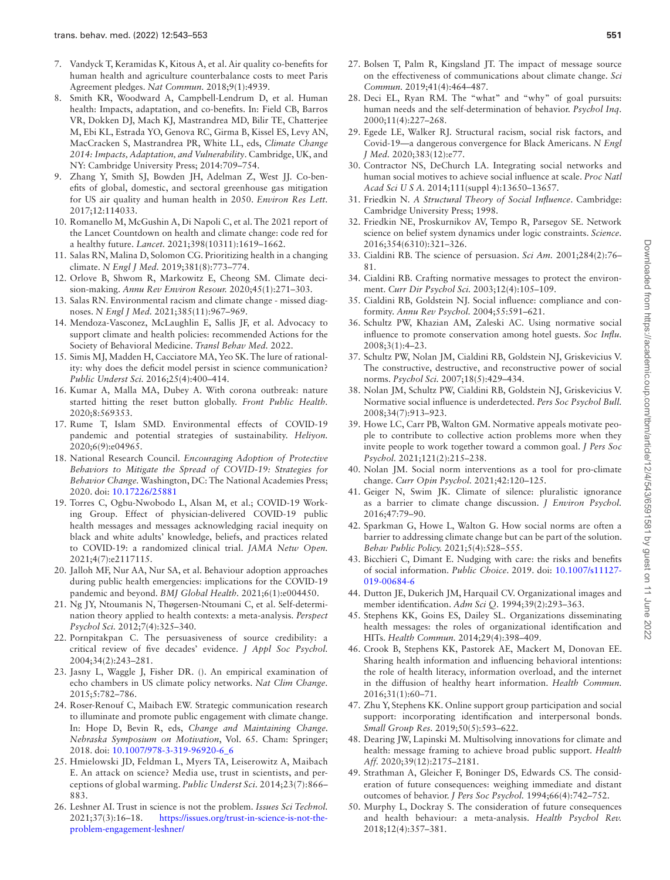7. Vandyck T, Keramidas K, Kitous A, et al. Air quality co-benefits for human health and agriculture counterbalance costs to meet Paris Agreement pledges. *Nat Commun.* 2018;9(1):4939.
8. Smith KR, Woodward A, Campbell-Lendrum D, et al. Human health: Impacts, adaptation, and co-benefits. In: Field CB, Barros VR, Dokken DJ, Mach KJ, Mastrandrea MD, Bilir TE, Chatterjee M, Ebi KL, Estrada YO, Genova RC, Girma B, Kissel ES, Levy AN, MacCracken S, Mastrandrea PR, White LL, eds, *Climate Change 2014: Impacts, Adaptation, and Vulnerability*. Cambridge, UK, and NY: Cambridge University Press; 2014:709–754.
9. Zhang Y, Smith SJ, Bowden JH, Adelman Z, West JJ. Co-benefits of global, domestic, and sectoral greenhouse gas mitigation for US air quality and human health in 2050. *Environ Res Lett.* 2017;12:114033.
10. Romanello M, McGushin A, Di Napoli C, et al. The 2021 report of the Lancet Countdown on health and climate change: code red for a healthy future. *Lancet.* 2021;398(10311):1619–1662.
11. Salas RN, Malina D, Solomon CG. Prioritizing health in a changing climate. *N Engl J Med.* 2019;381(8):773–774.
12. Orlove B, Shwom R, Markowitz E, Cheong SM. Climate decision-making. *Annu Rev Environ Resour.* 2020;45(1):271–303.
13. Salas RN. Environmental racism and climate change - missed diagnoses. *N Engl J Med.* 2021;385(11):967–969.
14. Mendoza-Vasconez, McLaughlin E, Sallis JF, et al. Advocacy to support climate and health policies: recommended Actions for the Society of Behavioral Medicine. *Transl Behav Med.* 2022.
15. Simis MJ, Madden H, Cacciatore MA, Yeo SK. The lure of rationality: why does the deficit model persist in science communication? *Public Underst Sci.* 2016;25(4):400–414.
16. Kumar A, Malla MA, Dubey A. With corona outbreak: nature started hitting the reset button globally. *Front Public Health.* 2020;8:569353.
17. Rume T, Islam SMD. Environmental effects of COVID-19 pandemic and potential strategies of sustainability. *Heliyon.* 2020;6(9):e04965.
18. National Research Council. *Encouraging Adoption of Protective Behaviors to Mitigate the Spread of COVID-19: Strategies for Behavior Change.* Washington, DC: The National Academies Press; 2020. doi: 10.17226/25881
19. Torres C, Ogbu-Nwobodo L, Alsan M, et al.; COVID-19 Working Group. Effect of physician-delivered COVID-19 public health messages and messages acknowledging racial inequity on black and white adults' knowledge, beliefs, and practices related to COVID-19: a randomized clinical trial. *JAMA Netw Open.* 2021;4(7):e2117115.
20. Jalloh MF, Nur AA, Nur SA, et al. Behaviour adoption approaches during public health emergencies: implications for the COVID-19 pandemic and beyond. *BMJ Global Health.* 2021;6(1):e004450.
21. Ng JY, Ntoumanis N, Thøgersen-Ntoumani C, et al. Self-determination theory applied to health contexts: a meta-analysis. *Perspect Psychol Sci.* 2012;7(4):325–340.
22. Pornpitakpan C. The persuasiveness of source credibility: a critical review of five decades' evidence. *J Appl Soc Psychol.* 2004;34(2):243–281.
23. Jasny L, Waggle J, Fisher DR. (). An empirical examination of echo chambers in US climate policy networks. *Nat Clim Change.* 2015;5:782–786.
24. Roser-Renouf C, Maibach EW. Strategic communication research to illuminate and promote public engagement with climate change. In: Hope D, Bevin R, eds, *Change and Maintaining Change. Nebraska Symposium on Motivation*, Vol. 65. Cham: Springer; 2018. doi: 10.1007/978-3-319-96920-6_6
25. Hmielowski JD, Feldman L, Myers TA, Leiserowitz A, Maibach E. An attack on science? Media use, trust in scientists, and perceptions of global warming. *Public Underst Sci.* 2014;23(7):866–883.
26. Leshner AI. Trust in science is not the problem. *Issues Sci Technol.* 2021;37(3):16–18. https://issues.org/trust-in-science-is-not-the-problem-engagement-leshner/
27. Bolsen T, Palm R, Kingsland JT. The impact of message source on the effectiveness of communications about climate change. *Sci Commun.* 2019;41(4):464–487.
28. Deci EL, Ryan RM. The "what" and "why" of goal pursuits: human needs and the self-determination of behavior. *Psychol Inq.* 2000;11(4):227–268.
29. Egede LE, Walker RJ. Structural racism, social risk factors, and Covid-19—a dangerous convergence for Black Americans. *N Engl J Med.* 2020;383(12):e77.
30. Contractor NS, DeChurch LA. Integrating social networks and human social motives to achieve social influence at scale. *Proc Natl Acad Sci U S A.* 2014;111(suppl 4):13650–13657.
31. Friedkin N. *A Structural Theory of Social Influence.* Cambridge: Cambridge University Press; 1998.
32. Friedkin NE, Proskurnikov AV, Tempo R, Parsegov SE. Network science on belief system dynamics under logic constraints. *Science.* 2016;354(6310):321–326.
33. Cialdini RB. The science of persuasion. *Sci Am.* 2001;284(2):76–81.
34. Cialdini RB. Crafting normative messages to protect the environment. *Curr Dir Psychol Sci.* 2003;12(4):105–109.
35. Cialdini RB, Goldstein NJ. Social influence: compliance and conformity. *Annu Rev Psychol.* 2004;55:591–621.
36. Schultz PW, Khazian AM, Zaleski AC. Using normative social influence to promote conservation among hotel guests. *Soc Influ.* 2008;3(1):4–23.
37. Schultz PW, Nolan JM, Cialdini RB, Goldstein NJ, Griskevicius V. The constructive, destructive, and reconstructive power of social norms. *Psychol Sci.* 2007;18(5):429–434.
38. Nolan JM, Schultz PW, Cialdini RB, Goldstein NJ, Griskevicius V. Normative social influence is underdetected. *Pers Soc Psychol Bull.* 2008;34(7):913–923.
39. Howe LC, Carr PB, Walton GM. Normative appeals motivate people to contribute to collective action problems more when they invite people to work together toward a common goal. *J Pers Soc Psychol.* 2021;121(2):215–238.
40. Nolan JM. Social norm interventions as a tool for pro-climate change. *Curr Opin Psychol.* 2021;42:120–125.
41. Geiger N, Swim JK. Climate of silence: pluralistic ignorance as a barrier to climate change discussion. *J Environ Psychol.* 2016;47:79–90.
42. Sparkman G, Howe L, Walton G. How social norms are often a barrier to addressing climate change but can be part of the solution. *Behav Public Policy.* 2021;5(4):528–555.
43. Bicchieri C, Dimant E. Nudging with care: the risks and benefits of social information. *Public Choice.* 2019. doi: 10.1007/s11127-019-00684-6
44. Dutton JE, Dukerich JM, Harquail CV. Organizational images and member identification. *Adm Sci Q.* 1994;39(2):293–363.
45. Stephens KK, Goins ES, Dailey SL. Organizations disseminating health messages: the roles of organizational identification and HITs. *Health Commun.* 2014;29(4):398–409.
46. Crook B, Stephens KK, Pastorek AE, Mackert M, Donovan EE. Sharing health information and influencing behavioral intentions: the role of health literacy, information overload, and the internet in the diffusion of healthy heart information. *Health Commun.* 2016;31(1):60–71.
47. Zhu Y, Stephens KK. Online support group participation and social support: incorporating identification and interpersonal bonds. *Small Group Res.* 2019;50(5):593–622.
48. Dearing JW, Lapinski M. Multisolving innovations for climate and health: message framing to achieve broad public support. *Health Aff.* 2020;39(12):2175–2181.
49. Strathman A, Gleicher F, Boninger DS, Edwards CS. The consideration of future consequences: weighing immediate and distant outcomes of behavior. *J Pers Soc Psychol.* 1994;66(4):742–752.
50. Murphy L, Dockray S. The consideration of future consequences and health behaviour: a meta-analysis. *Health Psychol Rev.* 2018;12(4):357–381.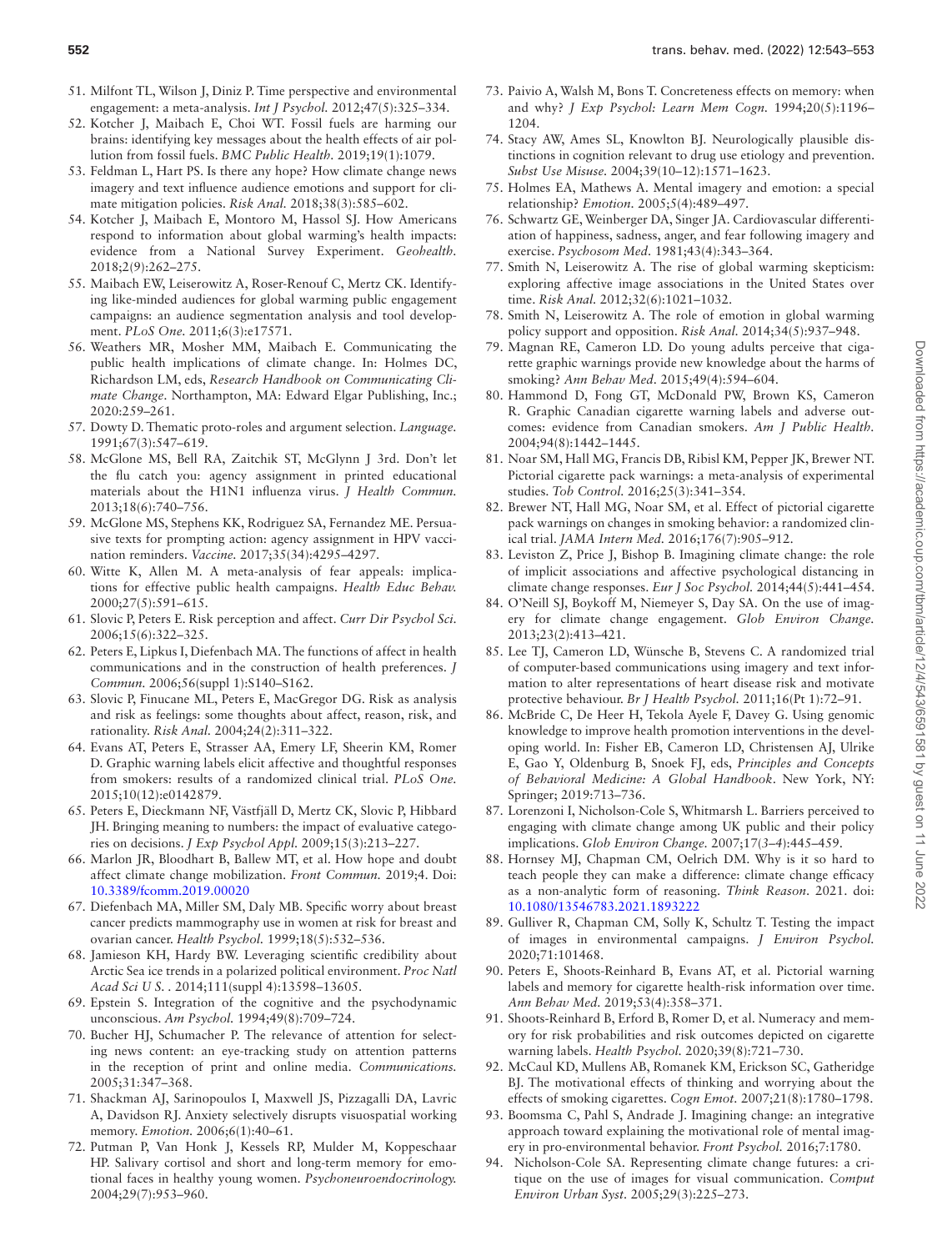51. Milfont TL, Wilson J, Diniz P. Time perspective and environmental engagement: a meta-analysis. *Int J Psychol.* 2012;47(5):325–334.
52. Kotcher J, Maibach E, Choi WT. Fossil fuels are harming our brains: identifying key messages about the health effects of air pollution from fossil fuels. *BMC Public Health.* 2019;19(1):1079.
53. Feldman L, Hart PS. Is there any hope? How climate change news imagery and text influence audience emotions and support for climate mitigation policies. *Risk Anal.* 2018;38(3):585–602.
54. Kotcher J, Maibach E, Montoro M, Hassol SJ. How Americans respond to information about global warming's health impacts: evidence from a National Survey Experiment. *Geohealth.* 2018;2(9):262–275.
55. Maibach EW, Leiserowitz A, Roser-Renouf C, Mertz CK. Identifying like-minded audiences for global warming public engagement campaigns: an audience segmentation analysis and tool development. *PLoS One.* 2011;6(3):e17571.
56. Weathers MR, Mosher MM, Maibach E. Communicating the public health implications of climate change. In: Holmes DC, Richardson LM, eds, *Research Handbook on Communicating Climate Change*. Northampton, MA: Edward Elgar Publishing, Inc.; 2020:259–261.
57. Dowty D. Thematic proto-roles and argument selection. *Language.* 1991;67(3):547–619.
58. McGlone MS, Bell RA, Zaitchik ST, McGlynn J 3rd. Don't let the flu catch you: agency assignment in printed educational materials about the H1N1 influenza virus. *J Health Commun.* 2013;18(6):740–756.
59. McGlone MS, Stephens KK, Rodriguez SA, Fernandez ME. Persuasive texts for prompting action: agency assignment in HPV vaccination reminders. *Vaccine.* 2017;35(34):4295–4297.
60. Witte K, Allen M. A meta-analysis of fear appeals: implications for effective public health campaigns. *Health Educ Behav.* 2000;27(5):591–615.
61. Slovic P, Peters E. Risk perception and affect. *Curr Dir Psychol Sci.* 2006;15(6):322–325.
62. Peters E, Lipkus I, Diefenbach MA. The functions of affect in health communications and in the construction of health preferences. *J Commun.* 2006;56(suppl 1):S140–S162.
63. Slovic P, Finucane ML, Peters E, MacGregor DG. Risk as analysis and risk as feelings: some thoughts about affect, reason, risk, and rationality. *Risk Anal.* 2004;24(2):311–322.
64. Evans AT, Peters E, Strasser AA, Emery LF, Sheerin KM, Romer D. Graphic warning labels elicit affective and thoughtful responses from smokers: results of a randomized clinical trial. *PLoS One.* 2015;10(12):e0142879.
65. Peters E, Dieckmann NF, Västfjäll D, Mertz CK, Slovic P, Hibbard JH. Bringing meaning to numbers: the impact of evaluative categories on decisions. *J Exp Psychol Appl.* 2009;15(3):213–227.
66. Marlon JR, Bloodhart B, Ballew MT, et al. How hope and doubt affect climate change mobilization. *Front Commun.* 2019;4. Doi: 10.3389/fcomm.2019.00020
67. Diefenbach MA, Miller SM, Daly MB. Specific worry about breast cancer predicts mammography use in women at risk for breast and ovarian cancer. *Health Psychol.* 1999;18(5):532–536.
68. Jamieson KH, Hardy BW. Leveraging scientific credibility about Arctic Sea ice trends in a polarized political environment. *Proc Natl Acad Sci U S.* . 2014;111(suppl 4):13598–13605.
69. Epstein S. Integration of the cognitive and the psychodynamic unconscious. *Am Psychol.* 1994;49(8):709–724.
70. Bucher HJ, Schumacher P. The relevance of attention for selecting news content: an eye-tracking study on attention patterns in the reception of print and online media. *Communications.* 2005;31:347–368.
71. Shackman AJ, Sarinopoulos I, Maxwell JS, Pizzagalli DA, Lavric A, Davidson RJ. Anxiety selectively disrupts visuospatial working memory. *Emotion.* 2006;6(1):40–61.
72. Putman P, Van Honk J, Kessels RP, Mulder M, Koppeschaar HP. Salivary cortisol and short and long-term memory for emotional faces in healthy young women. *Psychoneuroendocrinology.* 2004;29(7):953–960.
73. Paivio A, Walsh M, Bons T. Concreteness effects on memory: when and why? *J Exp Psychol: Learn Mem Cogn.* 1994;20(5):1196–1204.
74. Stacy AW, Ames SL, Knowlton BJ. Neurologically plausible distinctions in cognition relevant to drug use etiology and prevention. *Subst Use Misuse.* 2004;39(10–12):1571–1623.
75. Holmes EA, Mathews A. Mental imagery and emotion: a special relationship? *Emotion.* 2005;5(4):489–497.
76. Schwartz GE, Weinberger DA, Singer JA. Cardiovascular differentiation of happiness, sadness, anger, and fear following imagery and exercise. *Psychosom Med.* 1981;43(4):343–364.
77. Smith N, Leiserowitz A. The rise of global warming skepticism: exploring affective image associations in the United States over time. *Risk Anal.* 2012;32(6):1021–1032.
78. Smith N, Leiserowitz A. The role of emotion in global warming policy support and opposition. *Risk Anal.* 2014;34(5):937–948.
79. Magnan RE, Cameron LD. Do young adults perceive that cigarette graphic warnings provide new knowledge about the harms of smoking? *Ann Behav Med.* 2015;49(4):594–604.
80. Hammond D, Fong GT, McDonald PW, Brown KS, Cameron R. Graphic Canadian cigarette warning labels and adverse outcomes: evidence from Canadian smokers. *Am J Public Health.* 2004;94(8):1442–1445.
81. Noar SM, Hall MG, Francis DB, Ribisl KM, Pepper JK, Brewer NT. Pictorial cigarette pack warnings: a meta-analysis of experimental studies. *Tob Control.* 2016;25(3):341–354.
82. Brewer NT, Hall MG, Noar SM, et al. Effect of pictorial cigarette pack warnings on changes in smoking behavior: a randomized clinical trial. *JAMA Intern Med.* 2016;176(7):905–912.
83. Leviston Z, Price J, Bishop B. Imagining climate change: the role of implicit associations and affective psychological distancing in climate change responses. *Eur J Soc Psychol.* 2014;44(5):441–454.
84. O'Neill SJ, Boykoff M, Niemeyer S, Day SA. On the use of imagery for climate change engagement. *Glob Environ Change.* 2013;23(2):413–421.
85. Lee TJ, Cameron LD, Wünsche B, Stevens C. A randomized trial of computer-based communications using imagery and text information to alter representations of heart disease risk and motivate protective behaviour. *Br J Health Psychol.* 2011;16(Pt 1):72–91.
86. McBride C, De Heer H, Tekola Ayele F, Davey G. Using genomic knowledge to improve health promotion interventions in the developing world. In: Fisher EB, Cameron LD, Christensen AJ, Ulrike E, Gao Y, Oldenburg B, Snoek FJ, eds, *Principles and Concepts of Behavioral Medicine: A Global Handbook*. New York, NY: Springer; 2019:713–736.
87. Lorenzoni I, Nicholson-Cole S, Whitmarsh L. Barriers perceived to engaging with climate change among UK public and their policy implications. *Glob Environ Change.* 2007;17(3–4):445–459.
88. Hornsey MJ, Chapman CM, Oelrich DM. Why is it so hard to teach people they can make a difference: climate change efficacy as a non-analytic form of reasoning. *Think Reason*. 2021. doi: 10.1080/13546783.2021.1893222
89. Gulliver R, Chapman CM, Solly K, Schultz T. Testing the impact of images in environmental campaigns. *J Environ Psychol.* 2020;71:101468.
90. Peters E, Shoots-Reinhard B, Evans AT, et al. Pictorial warning labels and memory for cigarette health-risk information over time. *Ann Behav Med.* 2019;53(4):358–371.
91. Shoots-Reinhard B, Erford B, Romer D, et al. Numeracy and memory for risk probabilities and risk outcomes depicted on cigarette warning labels. *Health Psychol.* 2020;39(8):721–730.
92. McCaul KD, Mullens AB, Romanek KM, Erickson SC, Gatheridge BJ. The motivational effects of thinking and worrying about the effects of smoking cigarettes. *Cogn Emot.* 2007;21(8):1780–1798.
93. Boomsma C, Pahl S, Andrade J. Imagining change: an integrative approach toward explaining the motivational role of mental imagery in pro-environmental behavior. *Front Psychol.* 2016;7:1780.
94. Nicholson-Cole SA. Representing climate change futures: a critique on the use of images for visual communication. *Comput Environ Urban Syst.* 2005;29(3):225–273.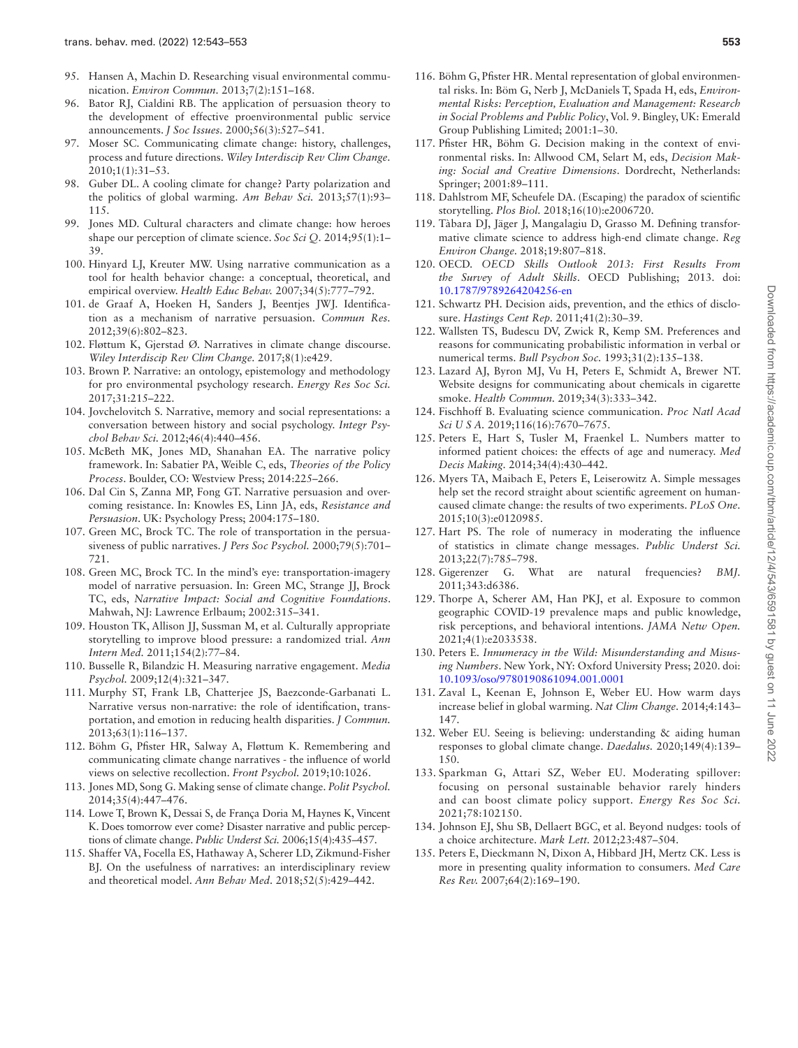95. Hansen A, Machin D. Researching visual environmental communication. *Environ Commun.* 2013;7(2):151–168.
96. Bator RJ, Cialdini RB. The application of persuasion theory to the development of effective proenvironmental public service announcements. *J Soc Issues.* 2000;56(3):527–541.
97. Moser SC. Communicating climate change: history, challenges, process and future directions. *Wiley Interdiscip Rev Clim Change.* 2010;1(1):31–53.
98. Guber DL. A cooling climate for change? Party polarization and the politics of global warming. *Am Behav Sci.* 2013;57(1):93–115.
99. Jones MD. Cultural characters and climate change: how heroes shape our perception of climate science. *Soc Sci Q.* 2014;95(1):1–39.
100. Hinyard LJ, Kreuter MW. Using narrative communication as a tool for health behavior change: a conceptual, theoretical, and empirical overview. *Health Educ Behav.* 2007;34(5):777–792.
101. de Graaf A, Hoeken H, Sanders J, Beentjes JWJ. Identification as a mechanism of narrative persuasion. *Commun Res.* 2012;39(6):802–823.
102. Fløttum K, Gjerstad Ø. Narratives in climate change discourse. *Wiley Interdiscip Rev Clim Change.* 2017;8(1):e429.
103. Brown P. Narrative: an ontology, epistemology and methodology for pro environmental psychology research. *Energy Res Soc Sci.* 2017;31:215–222.
104. Jovchelovitch S. Narrative, memory and social representations: a conversation between history and social psychology. *Integr Psychol Behav Sci.* 2012;46(4):440–456.
105. McBeth MK, Jones MD, Shanahan EA. The narrative policy framework. In: Sabatier PA, Weible C, eds, *Theories of the Policy Process*. Boulder, CO: Westview Press; 2014:225–266.
106. Dal Cin S, Zanna MP, Fong GT. Narrative persuasion and overcoming resistance. In: Knowles ES, Linn JA, eds, *Resistance and Persuasion*. UK: Psychology Press; 2004:175–180.
107. Green MC, Brock TC. The role of transportation in the persuasiveness of public narratives. *J Pers Soc Psychol.* 2000;79(5):701–721.
108. Green MC, Brock TC. In the mind's eye: transportation-imagery model of narrative persuasion. In: Green MC, Strange JJ, Brock TC, eds, *Narrative Impact: Social and Cognitive Foundations*. Mahwah, NJ: Lawrence Erlbaum; 2002:315–341.
109. Houston TK, Allison JJ, Sussman M, et al. Culturally appropriate storytelling to improve blood pressure: a randomized trial. *Ann Intern Med.* 2011;154(2):77–84.
110. Busselle R, Bilandzic H. Measuring narrative engagement. *Media Psychol.* 2009;12(4):321–347.
111. Murphy ST, Frank LB, Chatterjee JS, Baezconde-Garbanati L. Narrative versus non-narrative: the role of identification, transportation, and emotion in reducing health disparities. *J Commun.* 2013;63(1):116–137.
112. Böhm G, Pfister HR, Salway A, Fløttum K. Remembering and communicating climate change narratives - the influence of world views on selective recollection. *Front Psychol.* 2019;10:1026.
113. Jones MD, Song G. Making sense of climate change. *Polit Psychol.* 2014;35(4):447–476.
114. Lowe T, Brown K, Dessai S, de França Doria M, Haynes K, Vincent K. Does tomorrow ever come? Disaster narrative and public perceptions of climate change. *Public Underst Sci.* 2006;15(4):435–457.
115. Shaffer VA, Focella ES, Hathaway A, Scherer LD, Zikmund-Fisher BJ. On the usefulness of narratives: an interdisciplinary review and theoretical model. *Ann Behav Med.* 2018;52(5):429–442.
116. Böhm G, Pfister HR. Mental representation of global environmental risks. In: Böm G, Nerb J, McDaniels T, Spada H, eds, *Environmental Risks: Perception, Evaluation and Management: Research in Social Problems and Public Policy*, Vol. 9. Bingley, UK: Emerald Group Publishing Limited; 2001:1–30.
117. Pfister HR, Böhm G. Decision making in the context of environmental risks. In: Allwood CM, Selart M, eds, *Decision Making: Social and Creative Dimensions*. Dordrecht, Netherlands: Springer; 2001:89–111.
118. Dahlstrom MF, Scheufele DA. (Escaping) the paradox of scientific storytelling. *Plos Biol.* 2018;16(10):e2006720.
119. Tàbara DJ, Jäger J, Mangalagiu D, Grasso M. Defining transformative climate science to address high-end climate change. *Reg Environ Change.* 2018;19:807–818.
120. OECD. *OECD Skills Outlook 2013: First Results From the Survey of Adult Skills*. OECD Publishing; 2013. doi: 10.1787/9789264204256-en
121. Schwartz PH. Decision aids, prevention, and the ethics of disclosure. *Hastings Cent Rep.* 2011;41(2):30–39.
122. Wallsten TS, Budescu DV, Zwick R, Kemp SM. Preferences and reasons for communicating probabilistic information in verbal or numerical terms. *Bull Psychon Soc.* 1993;31(2):135–138.
123. Lazard AJ, Byron MJ, Vu H, Peters E, Schmidt A, Brewer NT. Website designs for communicating about chemicals in cigarette smoke. *Health Commun.* 2019;34(3):333–342.
124. Fischhoff B. Evaluating science communication. *Proc Natl Acad Sci U S A.* 2019;116(16):7670–7675.
125. Peters E, Hart S, Tusler M, Fraenkel L. Numbers matter to informed patient choices: the effects of age and numeracy. *Med Decis Making.* 2014;34(4):430–442.
126. Myers TA, Maibach E, Peters E, Leiserowitz A. Simple messages help set the record straight about scientific agreement on human-caused climate change: the results of two experiments. *PLoS One.* 2015;10(3):e0120985.
127. Hart PS. The role of numeracy in moderating the influence of statistics in climate change messages. *Public Underst Sci.* 2013;22(7):785–798.
128. Gigerenzer G. What are natural frequencies? *BMJ.* 2011;343:d6386.
129. Thorpe A, Scherer AM, Han PKJ, et al. Exposure to common geographic COVID-19 prevalence maps and public knowledge, risk perceptions, and behavioral intentions. *JAMA Netw Open.* 2021;4(1):e2033538.
130. Peters E. *Innumeracy in the Wild: Misunderstanding and Misusing Numbers*. New York, NY: Oxford University Press; 2020. doi: 10.1093/oso/9780190861094.001.0001
131. Zaval L, Keenan E, Johnson E, Weber EU. How warm days increase belief in global warming. *Nat Clim Change.* 2014;4:143–147.
132. Weber EU. Seeing is believing: understanding & aiding human responses to global climate change. *Daedalus.* 2020;149(4):139–150.
133. Sparkman G, Attari SZ, Weber EU. Moderating spillover: focusing on personal sustainable behavior rarely hinders and can boost climate policy support. *Energy Res Soc Sci.* 2021;78:102150.
134. Johnson EJ, Shu SB, Dellaert BGC, et al. Beyond nudges: tools of a choice architecture. *Mark Lett.* 2012;23:487–504.
135. Peters E, Dieckmann N, Dixon A, Hibbard JH, Mertz CK. Less is more in presenting quality information to consumers. *Med Care Res Rev.* 2007;64(2):169–190.